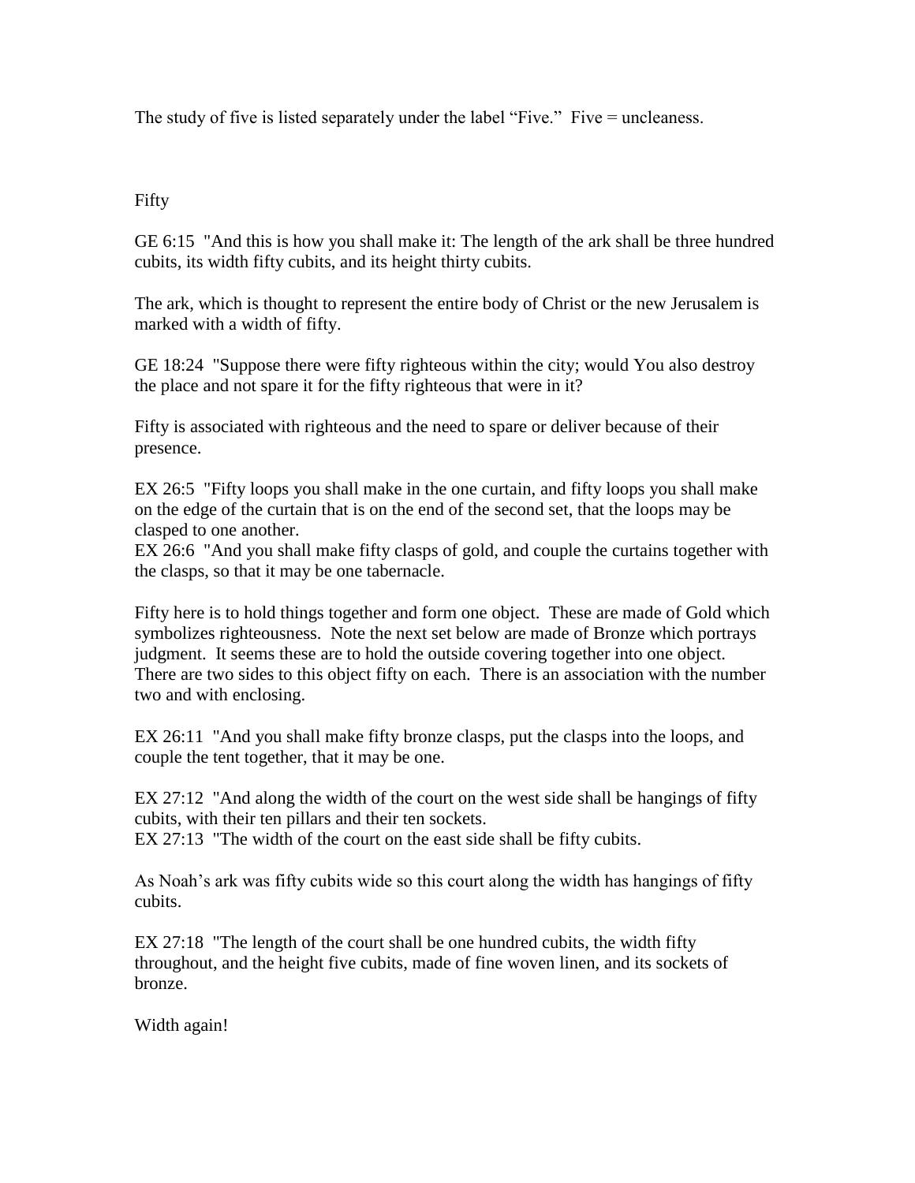The study of five is listed separately under the label "Five." Five = uncleaness.

## Fifty

GE 6:15 "And this is how you shall make it: The length of the ark shall be three hundred cubits, its width fifty cubits, and its height thirty cubits.

The ark, which is thought to represent the entire body of Christ or the new Jerusalem is marked with a width of fifty.

GE 18:24 "Suppose there were fifty righteous within the city; would You also destroy the place and not spare it for the fifty righteous that were in it?

Fifty is associated with righteous and the need to spare or deliver because of their presence.

EX 26:5 "Fifty loops you shall make in the one curtain, and fifty loops you shall make on the edge of the curtain that is on the end of the second set, that the loops may be clasped to one another.
EX 26:6 "And you shall make fifty clasps of gold, and couple the curtains together with the clasps, so that it may be one tabernacle.

Fifty here is to hold things together and form one object. These are made of Gold which symbolizes righteousness. Note the next set below are made of Bronze which portrays judgment. It seems these are to hold the outside covering together into one object. There are two sides to this object fifty on each. There is an association with the number two and with enclosing.

EX 26:11 "And you shall make fifty bronze clasps, put the clasps into the loops, and couple the tent together, that it may be one.

EX 27:12 "And along the width of the court on the west side shall be hangings of fifty cubits, with their ten pillars and their ten sockets.
EX 27:13 "The width of the court on the east side shall be fifty cubits.

As Noah's ark was fifty cubits wide so this court along the width has hangings of fifty cubits.

EX 27:18 "The length of the court shall be one hundred cubits, the width fifty throughout, and the height five cubits, made of fine woven linen, and its sockets of bronze.

Width again!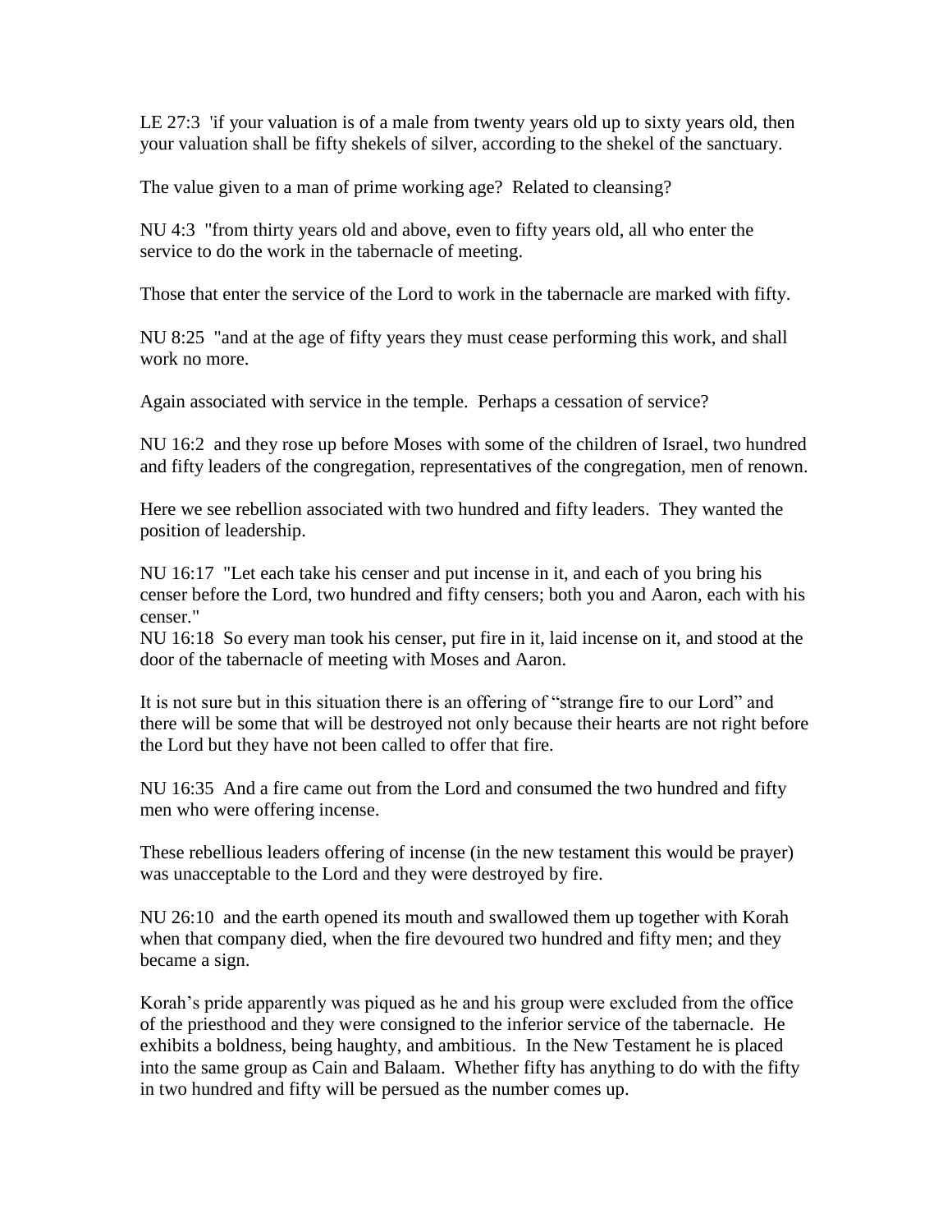LE 27:3 'if your valuation is of a male from twenty years old up to sixty years old, then your valuation shall be fifty shekels of silver, according to the shekel of the sanctuary.

The value given to a man of prime working age? Related to cleansing?

NU 4:3 "from thirty years old and above, even to fifty years old, all who enter the service to do the work in the tabernacle of meeting.

Those that enter the service of the Lord to work in the tabernacle are marked with fifty.

NU 8:25 "and at the age of fifty years they must cease performing this work, and shall work no more.

Again associated with service in the temple. Perhaps a cessation of service?

NU 16:2 and they rose up before Moses with some of the children of Israel, two hundred and fifty leaders of the congregation, representatives of the congregation, men of renown.

Here we see rebellion associated with two hundred and fifty leaders. They wanted the position of leadership.

NU 16:17 "Let each take his censer and put incense in it, and each of you bring his censer before the Lord, two hundred and fifty censers; both you and Aaron, each with his censer."
NU 16:18 So every man took his censer, put fire in it, laid incense on it, and stood at the door of the tabernacle of meeting with Moses and Aaron.

It is not sure but in this situation there is an offering of "strange fire to our Lord" and there will be some that will be destroyed not only because their hearts are not right before the Lord but they have not been called to offer that fire.

NU 16:35 And a fire came out from the Lord and consumed the two hundred and fifty men who were offering incense.

These rebellious leaders offering of incense (in the new testament this would be prayer) was unacceptable to the Lord and they were destroyed by fire.

NU 26:10 and the earth opened its mouth and swallowed them up together with Korah when that company died, when the fire devoured two hundred and fifty men; and they became a sign.

Korah's pride apparently was piqued as he and his group were excluded from the office of the priesthood and they were consigned to the inferior service of the tabernacle. He exhibits a boldness, being haughty, and ambitious. In the New Testament he is placed into the same group as Cain and Balaam. Whether fifty has anything to do with the fifty in two hundred and fifty will be persued as the number comes up.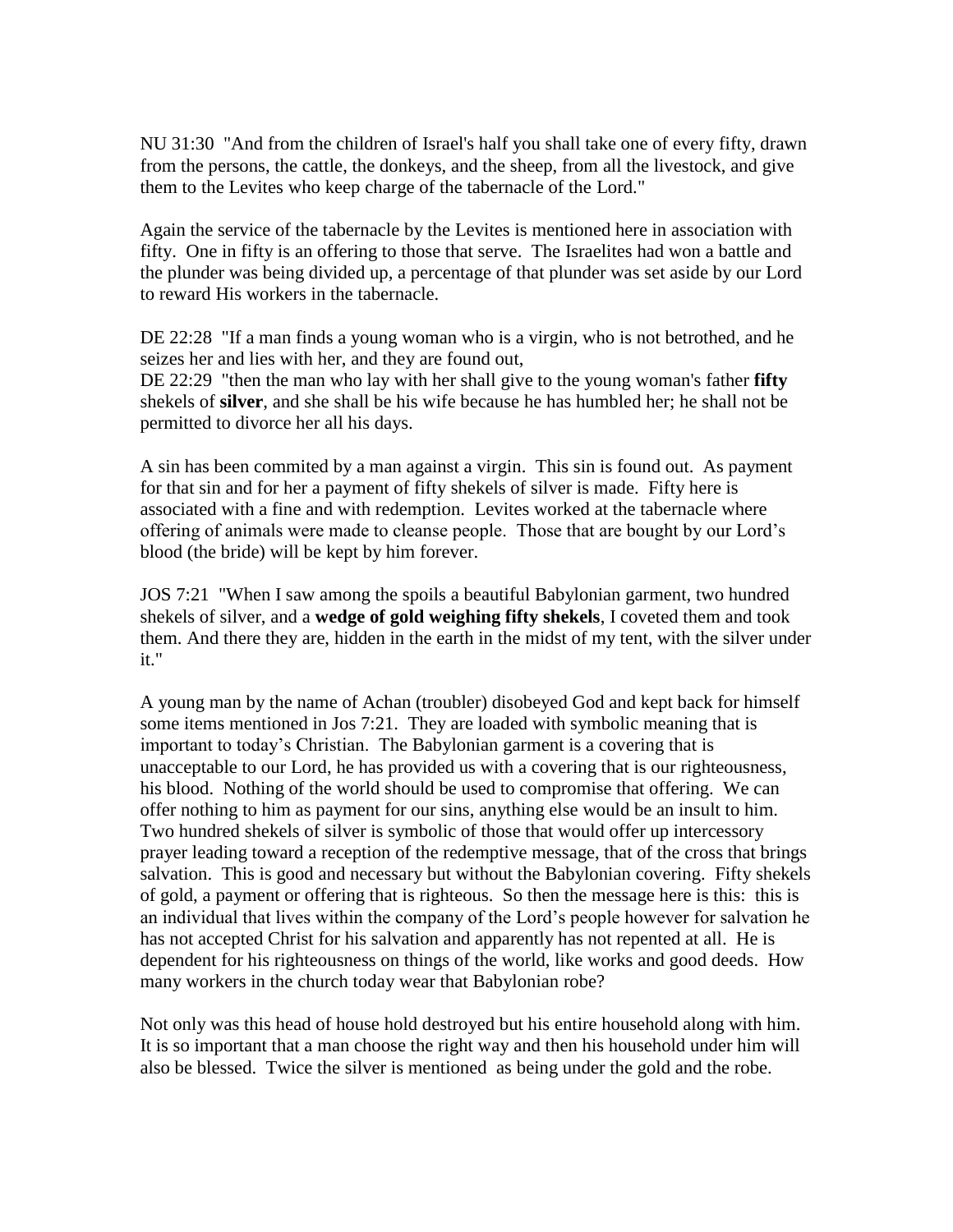NU 31:30 "And from the children of Israel's half you shall take one of every fifty, drawn from the persons, the cattle, the donkeys, and the sheep, from all the livestock, and give them to the Levites who keep charge of the tabernacle of the Lord."

Again the service of the tabernacle by the Levites is mentioned here in association with fifty. One in fifty is an offering to those that serve. The Israelites had won a battle and the plunder was being divided up, a percentage of that plunder was set aside by our Lord to reward His workers in the tabernacle.

DE 22:28 "If a man finds a young woman who is a virgin, who is not betrothed, and he seizes her and lies with her, and they are found out,
DE 22:29 "then the man who lay with her shall give to the young woman's father **fifty** shekels of **silver**, and she shall be his wife because he has humbled her; he shall not be permitted to divorce her all his days.

A sin has been commited by a man against a virgin. This sin is found out. As payment for that sin and for her a payment of fifty shekels of silver is made. Fifty here is associated with a fine and with redemption. Levites worked at the tabernacle where offering of animals were made to cleanse people. Those that are bought by our Lord's blood (the bride) will be kept by him forever.

JOS 7:21 "When I saw among the spoils a beautiful Babylonian garment, two hundred shekels of silver, and a **wedge of gold weighing fifty shekels**, I coveted them and took them. And there they are, hidden in the earth in the midst of my tent, with the silver under it."

A young man by the name of Achan (troubler) disobeyed God and kept back for himself some items mentioned in Jos 7:21. They are loaded with symbolic meaning that is important to today's Christian. The Babylonian garment is a covering that is unacceptable to our Lord, he has provided us with a covering that is our righteousness, his blood. Nothing of the world should be used to compromise that offering. We can offer nothing to him as payment for our sins, anything else would be an insult to him. Two hundred shekels of silver is symbolic of those that would offer up intercessory prayer leading toward a reception of the redemptive message, that of the cross that brings salvation. This is good and necessary but without the Babylonian covering. Fifty shekels of gold, a payment or offering that is righteous. So then the message here is this: this is an individual that lives within the company of the Lord's people however for salvation he has not accepted Christ for his salvation and apparently has not repented at all. He is dependent for his righteousness on things of the world, like works and good deeds. How many workers in the church today wear that Babylonian robe?

Not only was this head of house hold destroyed but his entire household along with him. It is so important that a man choose the right way and then his household under him will also be blessed. Twice the silver is mentioned as being under the gold and the robe.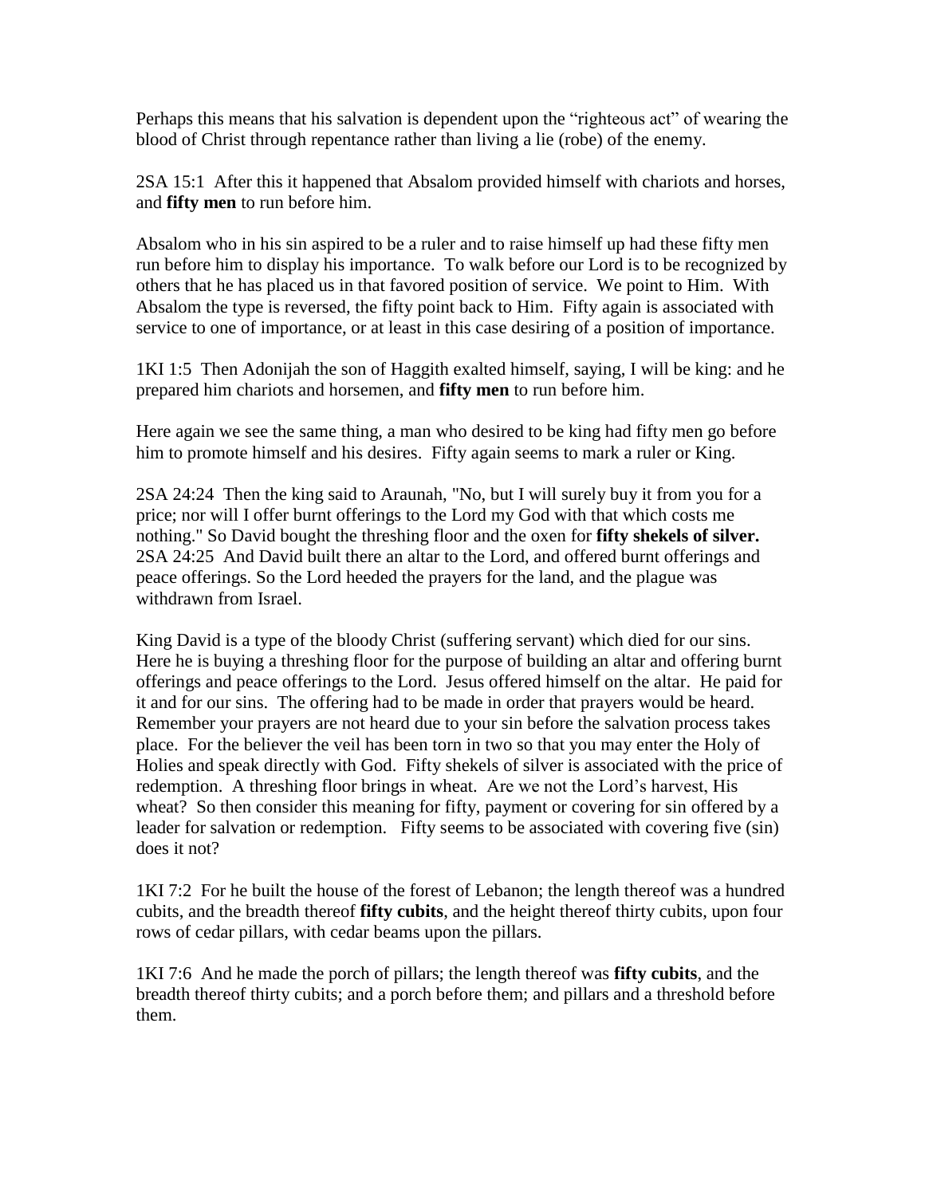Perhaps this means that his salvation is dependent upon the "righteous act" of wearing the blood of Christ through repentance rather than living a lie (robe) of the enemy.

2SA 15:1 After this it happened that Absalom provided himself with chariots and horses, and **fifty men** to run before him.

Absalom who in his sin aspired to be a ruler and to raise himself up had these fifty men run before him to display his importance. To walk before our Lord is to be recognized by others that he has placed us in that favored position of service. We point to Him. With Absalom the type is reversed, the fifty point back to Him. Fifty again is associated with service to one of importance, or at least in this case desiring of a position of importance.

1KI 1:5 Then Adonijah the son of Haggith exalted himself, saying, I will be king: and he prepared him chariots and horsemen, and **fifty men** to run before him.

Here again we see the same thing, a man who desired to be king had fifty men go before him to promote himself and his desires. Fifty again seems to mark a ruler or King.

2SA 24:24 Then the king said to Araunah, "No, but I will surely buy it from you for a price; nor will I offer burnt offerings to the Lord my God with that which costs me nothing." So David bought the threshing floor and the oxen for **fifty shekels of silver.**
2SA 24:25 And David built there an altar to the Lord, and offered burnt offerings and peace offerings. So the Lord heeded the prayers for the land, and the plague was withdrawn from Israel.

King David is a type of the bloody Christ (suffering servant) which died for our sins. Here he is buying a threshing floor for the purpose of building an altar and offering burnt offerings and peace offerings to the Lord. Jesus offered himself on the altar. He paid for it and for our sins. The offering had to be made in order that prayers would be heard. Remember your prayers are not heard due to your sin before the salvation process takes place. For the believer the veil has been torn in two so that you may enter the Holy of Holies and speak directly with God. Fifty shekels of silver is associated with the price of redemption. A threshing floor brings in wheat. Are we not the Lord's harvest, His wheat? So then consider this meaning for fifty, payment or covering for sin offered by a leader for salvation or redemption. Fifty seems to be associated with covering five (sin) does it not?

1KI 7:2 For he built the house of the forest of Lebanon; the length thereof was a hundred cubits, and the breadth thereof **fifty cubits**, and the height thereof thirty cubits, upon four rows of cedar pillars, with cedar beams upon the pillars.

1KI 7:6 And he made the porch of pillars; the length thereof was **fifty cubits**, and the breadth thereof thirty cubits; and a porch before them; and pillars and a threshold before them.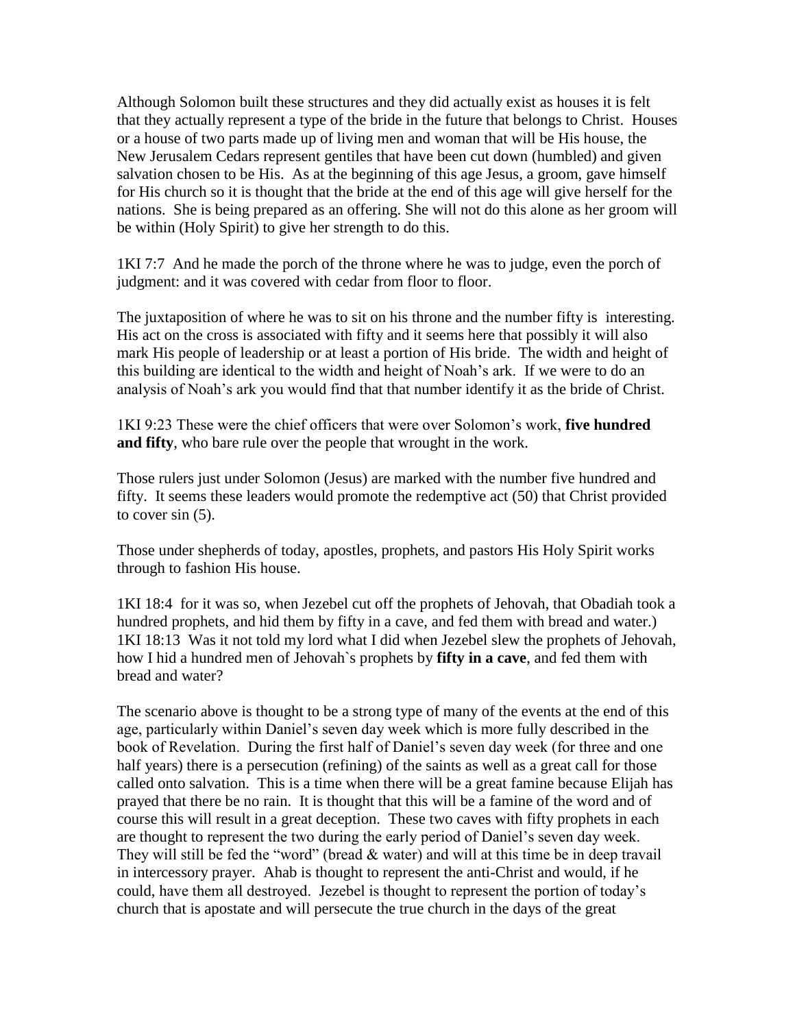Although Solomon built these structures and they did actually exist as houses it is felt that they actually represent a type of the bride in the future that belongs to Christ. Houses or a house of two parts made up of living men and woman that will be His house, the New Jerusalem Cedars represent gentiles that have been cut down (humbled) and given salvation chosen to be His. As at the beginning of this age Jesus, a groom, gave himself for His church so it is thought that the bride at the end of this age will give herself for the nations. She is being prepared as an offering. She will not do this alone as her groom will be within (Holy Spirit) to give her strength to do this.

1KI 7:7 And he made the porch of the throne where he was to judge, even the porch of judgment: and it was covered with cedar from floor to floor.

The juxtaposition of where he was to sit on his throne and the number fifty is interesting. His act on the cross is associated with fifty and it seems here that possibly it will also mark His people of leadership or at least a portion of His bride. The width and height of this building are identical to the width and height of Noah's ark. If we were to do an analysis of Noah's ark you would find that that number identify it as the bride of Christ.

1KI 9:23 These were the chief officers that were over Solomon's work, **five hundred and fifty**, who bare rule over the people that wrought in the work.

Those rulers just under Solomon (Jesus) are marked with the number five hundred and fifty. It seems these leaders would promote the redemptive act (50) that Christ provided to cover sin (5).

Those under shepherds of today, apostles, prophets, and pastors His Holy Spirit works through to fashion His house.

1KI 18:4 for it was so, when Jezebel cut off the prophets of Jehovah, that Obadiah took a hundred prophets, and hid them by fifty in a cave, and fed them with bread and water.)
1KI 18:13 Was it not told my lord what I did when Jezebel slew the prophets of Jehovah, how I hid a hundred men of Jehovah`s prophets by **fifty in a cave**, and fed them with bread and water?

The scenario above is thought to be a strong type of many of the events at the end of this age, particularly within Daniel's seven day week which is more fully described in the book of Revelation. During the first half of Daniel's seven day week (for three and one half years) there is a persecution (refining) of the saints as well as a great call for those called onto salvation. This is a time when there will be a great famine because Elijah has prayed that there be no rain. It is thought that this will be a famine of the word and of course this will result in a great deception. These two caves with fifty prophets in each are thought to represent the two during the early period of Daniel's seven day week. They will still be fed the "word" (bread & water) and will at this time be in deep travail in intercessory prayer. Ahab is thought to represent the anti-Christ and would, if he could, have them all destroyed. Jezebel is thought to represent the portion of today's church that is apostate and will persecute the true church in the days of the great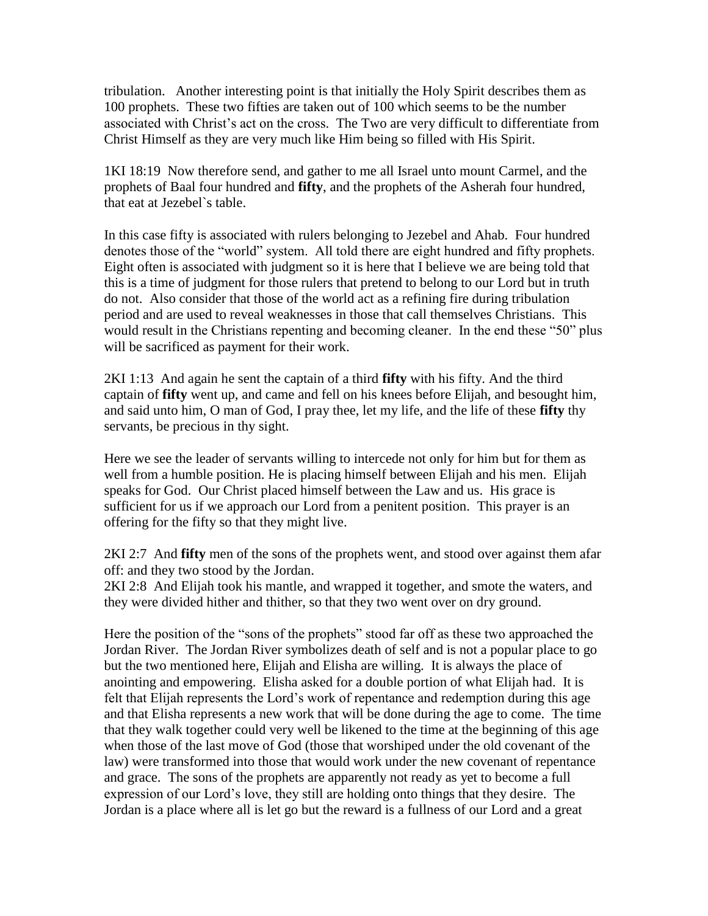tribulation. Another interesting point is that initially the Holy Spirit describes them as 100 prophets. These two fifties are taken out of 100 which seems to be the number associated with Christ's act on the cross. The Two are very difficult to differentiate from Christ Himself as they are very much like Him being so filled with His Spirit.

1KI 18:19 Now therefore send, and gather to me all Israel unto mount Carmel, and the prophets of Baal four hundred and **fifty**, and the prophets of the Asherah four hundred, that eat at Jezebel`s table.

In this case fifty is associated with rulers belonging to Jezebel and Ahab. Four hundred denotes those of the "world" system. All told there are eight hundred and fifty prophets. Eight often is associated with judgment so it is here that I believe we are being told that this is a time of judgment for those rulers that pretend to belong to our Lord but in truth do not. Also consider that those of the world act as a refining fire during tribulation period and are used to reveal weaknesses in those that call themselves Christians. This would result in the Christians repenting and becoming cleaner. In the end these "50" plus will be sacrificed as payment for their work.

2KI 1:13 And again he sent the captain of a third **fifty** with his fifty. And the third captain of **fifty** went up, and came and fell on his knees before Elijah, and besought him, and said unto him, O man of God, I pray thee, let my life, and the life of these **fifty** thy servants, be precious in thy sight.

Here we see the leader of servants willing to intercede not only for him but for them as well from a humble position. He is placing himself between Elijah and his men. Elijah speaks for God. Our Christ placed himself between the Law and us. His grace is sufficient for us if we approach our Lord from a penitent position. This prayer is an offering for the fifty so that they might live.

2KI 2:7 And **fifty** men of the sons of the prophets went, and stood over against them afar off: and they two stood by the Jordan.
2KI 2:8 And Elijah took his mantle, and wrapped it together, and smote the waters, and they were divided hither and thither, so that they two went over on dry ground.

Here the position of the "sons of the prophets" stood far off as these two approached the Jordan River. The Jordan River symbolizes death of self and is not a popular place to go but the two mentioned here, Elijah and Elisha are willing. It is always the place of anointing and empowering. Elisha asked for a double portion of what Elijah had. It is felt that Elijah represents the Lord's work of repentance and redemption during this age and that Elisha represents a new work that will be done during the age to come. The time that they walk together could very well be likened to the time at the beginning of this age when those of the last move of God (those that worshiped under the old covenant of the law) were transformed into those that would work under the new covenant of repentance and grace. The sons of the prophets are apparently not ready as yet to become a full expression of our Lord's love, they still are holding onto things that they desire. The Jordan is a place where all is let go but the reward is a fullness of our Lord and a great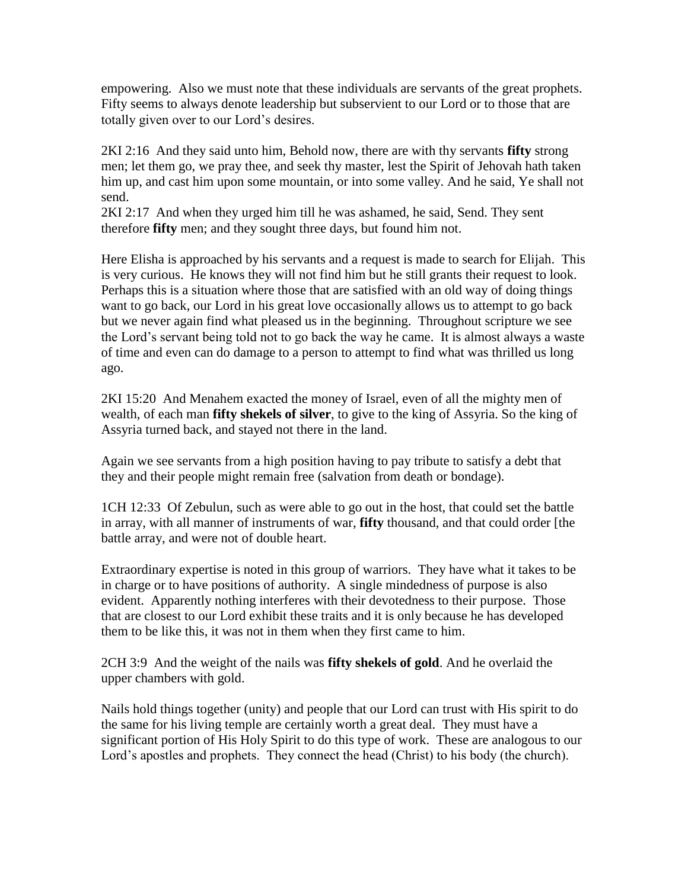empowering. Also we must note that these individuals are servants of the great prophets. Fifty seems to always denote leadership but subservient to our Lord or to those that are totally given over to our Lord's desires.

2KI 2:16 And they said unto him, Behold now, there are with thy servants **fifty** strong men; let them go, we pray thee, and seek thy master, lest the Spirit of Jehovah hath taken him up, and cast him upon some mountain, or into some valley. And he said, Ye shall not send.
2KI 2:17 And when they urged him till he was ashamed, he said, Send. They sent therefore **fifty** men; and they sought three days, but found him not.

Here Elisha is approached by his servants and a request is made to search for Elijah. This is very curious. He knows they will not find him but he still grants their request to look. Perhaps this is a situation where those that are satisfied with an old way of doing things want to go back, our Lord in his great love occasionally allows us to attempt to go back but we never again find what pleased us in the beginning. Throughout scripture we see the Lord's servant being told not to go back the way he came. It is almost always a waste of time and even can do damage to a person to attempt to find what was thrilled us long ago.

2KI 15:20 And Menahem exacted the money of Israel, even of all the mighty men of wealth, of each man **fifty shekels of silver**, to give to the king of Assyria. So the king of Assyria turned back, and stayed not there in the land.

Again we see servants from a high position having to pay tribute to satisfy a debt that they and their people might remain free (salvation from death or bondage).

1CH 12:33 Of Zebulun, such as were able to go out in the host, that could set the battle in array, with all manner of instruments of war, **fifty** thousand, and that could order [the battle array, and were not of double heart.

Extraordinary expertise is noted in this group of warriors. They have what it takes to be in charge or to have positions of authority. A single mindedness of purpose is also evident. Apparently nothing interferes with their devotedness to their purpose. Those that are closest to our Lord exhibit these traits and it is only because he has developed them to be like this, it was not in them when they first came to him.

2CH 3:9 And the weight of the nails was **fifty shekels of gold**. And he overlaid the upper chambers with gold.

Nails hold things together (unity) and people that our Lord can trust with His spirit to do the same for his living temple are certainly worth a great deal. They must have a significant portion of His Holy Spirit to do this type of work. These are analogous to our Lord's apostles and prophets. They connect the head (Christ) to his body (the church).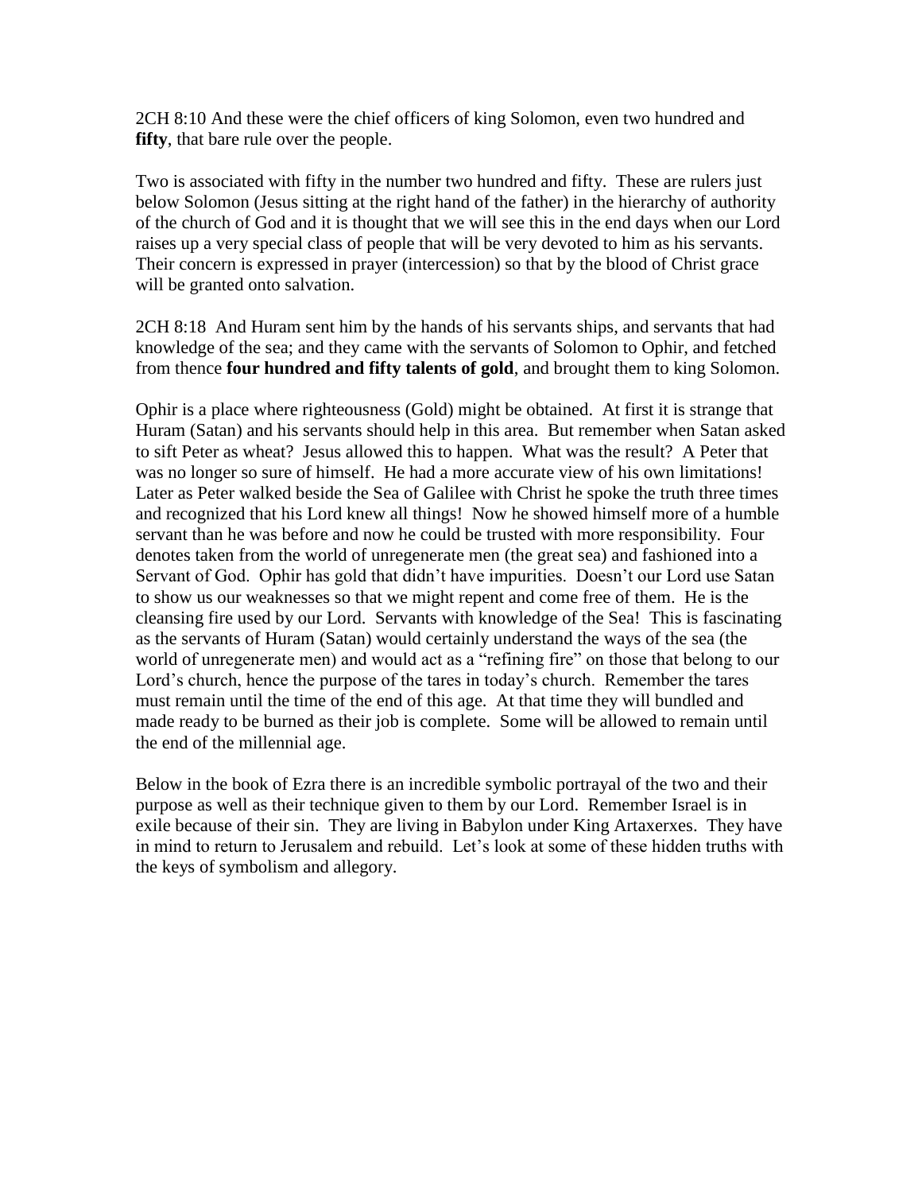2CH 8:10 And these were the chief officers of king Solomon, even two hundred and **fifty**, that bare rule over the people.

Two is associated with fifty in the number two hundred and fifty. These are rulers just below Solomon (Jesus sitting at the right hand of the father) in the hierarchy of authority of the church of God and it is thought that we will see this in the end days when our Lord raises up a very special class of people that will be very devoted to him as his servants. Their concern is expressed in prayer (intercession) so that by the blood of Christ grace will be granted onto salvation.

2CH 8:18 And Huram sent him by the hands of his servants ships, and servants that had knowledge of the sea; and they came with the servants of Solomon to Ophir, and fetched from thence **four hundred and fifty talents of gold**, and brought them to king Solomon.

Ophir is a place where righteousness (Gold) might be obtained. At first it is strange that Huram (Satan) and his servants should help in this area. But remember when Satan asked to sift Peter as wheat? Jesus allowed this to happen. What was the result? A Peter that was no longer so sure of himself. He had a more accurate view of his own limitations! Later as Peter walked beside the Sea of Galilee with Christ he spoke the truth three times and recognized that his Lord knew all things! Now he showed himself more of a humble servant than he was before and now he could be trusted with more responsibility. Four denotes taken from the world of unregenerate men (the great sea) and fashioned into a Servant of God. Ophir has gold that didn't have impurities. Doesn't our Lord use Satan to show us our weaknesses so that we might repent and come free of them. He is the cleansing fire used by our Lord. Servants with knowledge of the Sea! This is fascinating as the servants of Huram (Satan) would certainly understand the ways of the sea (the world of unregenerate men) and would act as a "refining fire" on those that belong to our Lord's church, hence the purpose of the tares in today's church. Remember the tares must remain until the time of the end of this age. At that time they will bundled and made ready to be burned as their job is complete. Some will be allowed to remain until the end of the millennial age.

Below in the book of Ezra there is an incredible symbolic portrayal of the two and their purpose as well as their technique given to them by our Lord. Remember Israel is in exile because of their sin. They are living in Babylon under King Artaxerxes. They have in mind to return to Jerusalem and rebuild. Let's look at some of these hidden truths with the keys of symbolism and allegory.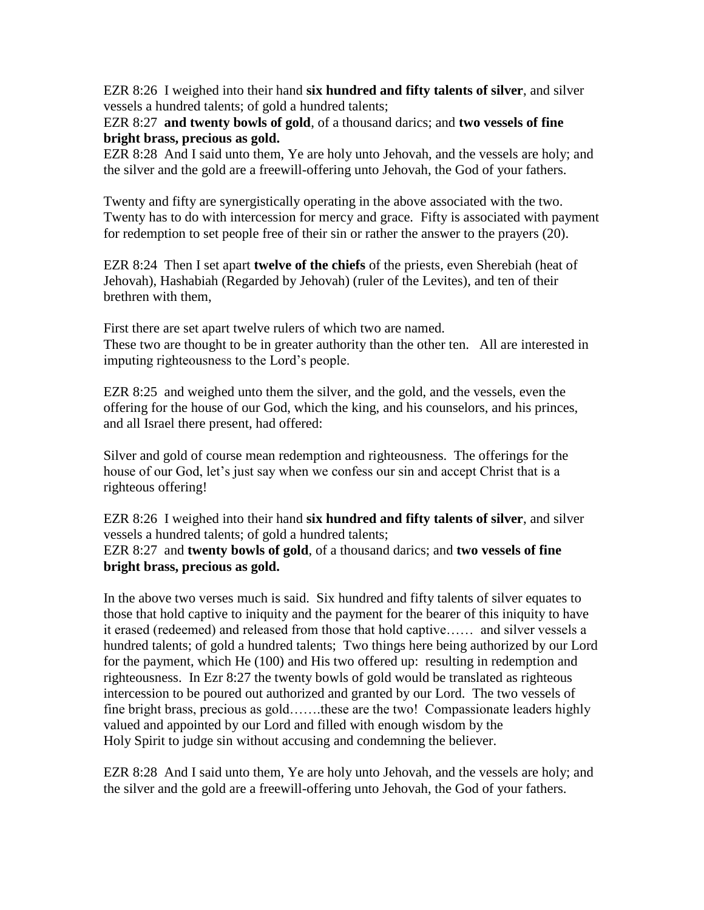EZR 8:26 I weighed into their hand **six hundred and fifty talents of silver**, and silver vessels a hundred talents; of gold a hundred talents;
EZR 8:27 **and twenty bowls of gold**, of a thousand darics; and **two vessels of fine bright brass, precious as gold.**
EZR 8:28 And I said unto them, Ye are holy unto Jehovah, and the vessels are holy; and the silver and the gold are a freewill-offering unto Jehovah, the God of your fathers.

Twenty and fifty are synergistically operating in the above associated with the two. Twenty has to do with intercession for mercy and grace. Fifty is associated with payment for redemption to set people free of their sin or rather the answer to the prayers (20).

EZR 8:24 Then I set apart **twelve of the chiefs** of the priests, even Sherebiah (heat of Jehovah), Hashabiah (Regarded by Jehovah) (ruler of the Levites), and ten of their brethren with them,

First there are set apart twelve rulers of which two are named.
These two are thought to be in greater authority than the other ten. All are interested in imputing righteousness to the Lord's people.

EZR 8:25 and weighed unto them the silver, and the gold, and the vessels, even the offering for the house of our God, which the king, and his counselors, and his princes, and all Israel there present, had offered:

Silver and gold of course mean redemption and righteousness. The offerings for the house of our God, let's just say when we confess our sin and accept Christ that is a righteous offering!

EZR 8:26 I weighed into their hand **six hundred and fifty talents of silver**, and silver vessels a hundred talents; of gold a hundred talents;
EZR 8:27 and **twenty bowls of gold**, of a thousand darics; and **two vessels of fine bright brass, precious as gold.**

In the above two verses much is said. Six hundred and fifty talents of silver equates to those that hold captive to iniquity and the payment for the bearer of this iniquity to have it erased (redeemed) and released from those that hold captive…… and silver vessels a hundred talents; of gold a hundred talents; Two things here being authorized by our Lord for the payment, which He (100) and His two offered up: resulting in redemption and righteousness. In Ezr 8:27 the twenty bowls of gold would be translated as righteous intercession to be poured out authorized and granted by our Lord. The two vessels of fine bright brass, precious as gold…….these are the two! Compassionate leaders highly valued and appointed by our Lord and filled with enough wisdom by the Holy Spirit to judge sin without accusing and condemning the believer.

EZR 8:28 And I said unto them, Ye are holy unto Jehovah, and the vessels are holy; and the silver and the gold are a freewill-offering unto Jehovah, the God of your fathers.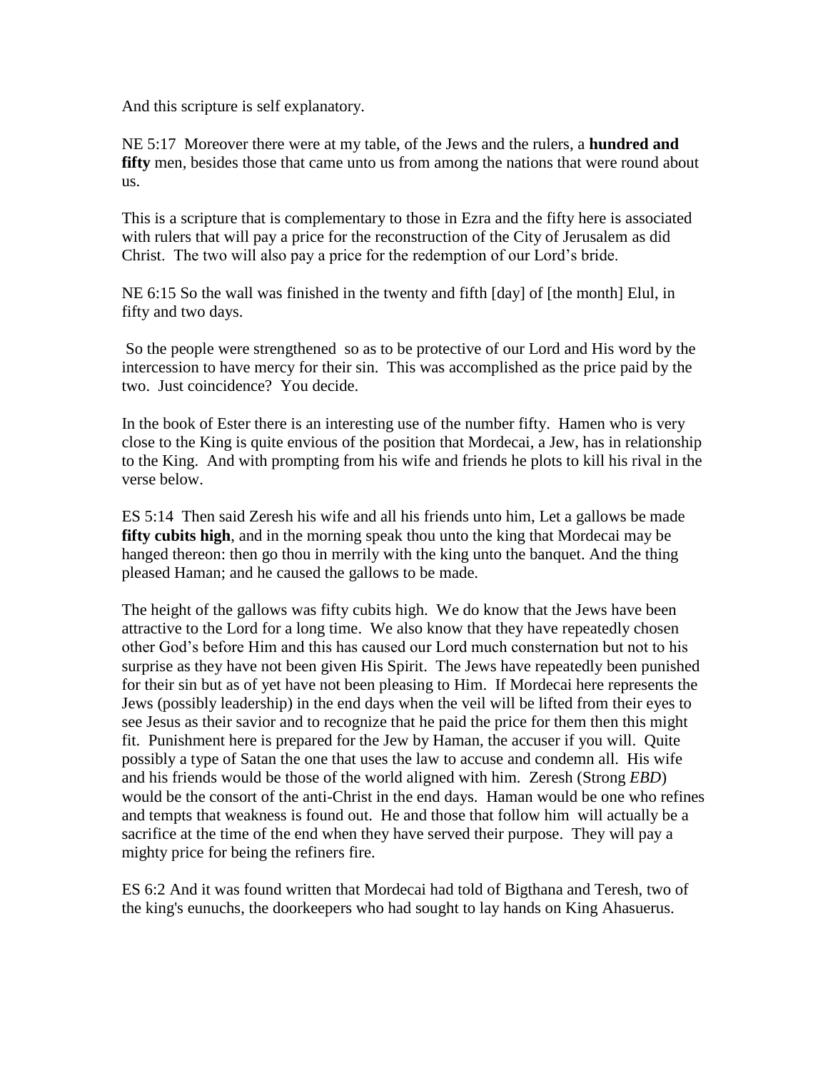And this scripture is self explanatory.

NE 5:17 Moreover there were at my table, of the Jews and the rulers, a **hundred and fifty** men, besides those that came unto us from among the nations that were round about us.

This is a scripture that is complementary to those in Ezra and the fifty here is associated with rulers that will pay a price for the reconstruction of the City of Jerusalem as did Christ. The two will also pay a price for the redemption of our Lord's bride.

NE 6:15 So the wall was finished in the twenty and fifth [day] of [the month] Elul, in fifty and two days.

So the people were strengthened so as to be protective of our Lord and His word by the intercession to have mercy for their sin. This was accomplished as the price paid by the two. Just coincidence? You decide.

In the book of Ester there is an interesting use of the number fifty. Hamen who is very close to the King is quite envious of the position that Mordecai, a Jew, has in relationship to the King. And with prompting from his wife and friends he plots to kill his rival in the verse below.

ES 5:14 Then said Zeresh his wife and all his friends unto him, Let a gallows be made **fifty cubits high**, and in the morning speak thou unto the king that Mordecai may be hanged thereon: then go thou in merrily with the king unto the banquet. And the thing pleased Haman; and he caused the gallows to be made.

The height of the gallows was fifty cubits high. We do know that the Jews have been attractive to the Lord for a long time. We also know that they have repeatedly chosen other God's before Him and this has caused our Lord much consternation but not to his surprise as they have not been given His Spirit. The Jews have repeatedly been punished for their sin but as of yet have not been pleasing to Him. If Mordecai here represents the Jews (possibly leadership) in the end days when the veil will be lifted from their eyes to see Jesus as their savior and to recognize that he paid the price for them then this might fit. Punishment here is prepared for the Jew by Haman, the accuser if you will. Quite possibly a type of Satan the one that uses the law to accuse and condemn all. His wife and his friends would be those of the world aligned with him. Zeresh (Strong *EBD*) would be the consort of the anti-Christ in the end days. Haman would be one who refines and tempts that weakness is found out. He and those that follow him will actually be a sacrifice at the time of the end when they have served their purpose. They will pay a mighty price for being the refiners fire.

ES 6:2 And it was found written that Mordecai had told of Bigthana and Teresh, two of the king's eunuchs, the doorkeepers who had sought to lay hands on King Ahasuerus.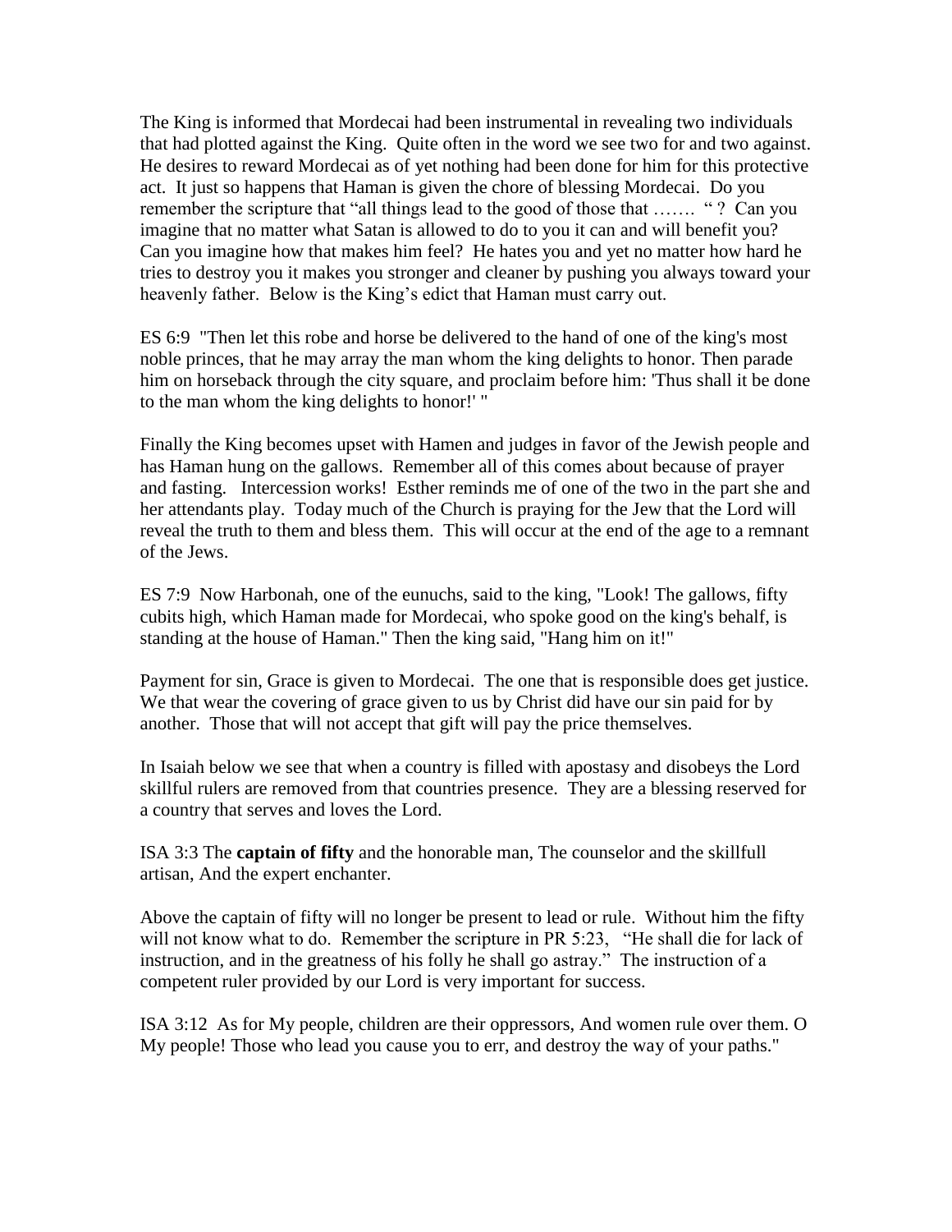The King is informed that Mordecai had been instrumental in revealing two individuals that had plotted against the King. Quite often in the word we see two for and two against. He desires to reward Mordecai as of yet nothing had been done for him for this protective act. It just so happens that Haman is given the chore of blessing Mordecai. Do you remember the scripture that "all things lead to the good of those that ……. " ? Can you imagine that no matter what Satan is allowed to do to you it can and will benefit you? Can you imagine how that makes him feel? He hates you and yet no matter how hard he tries to destroy you it makes you stronger and cleaner by pushing you always toward your heavenly father. Below is the King's edict that Haman must carry out.

ES 6:9 "Then let this robe and horse be delivered to the hand of one of the king's most noble princes, that he may array the man whom the king delights to honor. Then parade him on horseback through the city square, and proclaim before him: 'Thus shall it be done to the man whom the king delights to honor!' "

Finally the King becomes upset with Hamen and judges in favor of the Jewish people and has Haman hung on the gallows. Remember all of this comes about because of prayer and fasting. Intercession works! Esther reminds me of one of the two in the part she and her attendants play. Today much of the Church is praying for the Jew that the Lord will reveal the truth to them and bless them. This will occur at the end of the age to a remnant of the Jews.

ES 7:9 Now Harbonah, one of the eunuchs, said to the king, "Look! The gallows, fifty cubits high, which Haman made for Mordecai, who spoke good on the king's behalf, is standing at the house of Haman." Then the king said, "Hang him on it!"

Payment for sin, Grace is given to Mordecai. The one that is responsible does get justice. We that wear the covering of grace given to us by Christ did have our sin paid for by another. Those that will not accept that gift will pay the price themselves.

In Isaiah below we see that when a country is filled with apostasy and disobeys the Lord skillful rulers are removed from that countries presence. They are a blessing reserved for a country that serves and loves the Lord.

ISA 3:3 The **captain of fifty** and the honorable man, The counselor and the skillfull artisan, And the expert enchanter.

Above the captain of fifty will no longer be present to lead or rule. Without him the fifty will not know what to do. Remember the scripture in PR 5:23, "He shall die for lack of instruction, and in the greatness of his folly he shall go astray." The instruction of a competent ruler provided by our Lord is very important for success.

ISA 3:12 As for My people, children are their oppressors, And women rule over them. O My people! Those who lead you cause you to err, and destroy the way of your paths."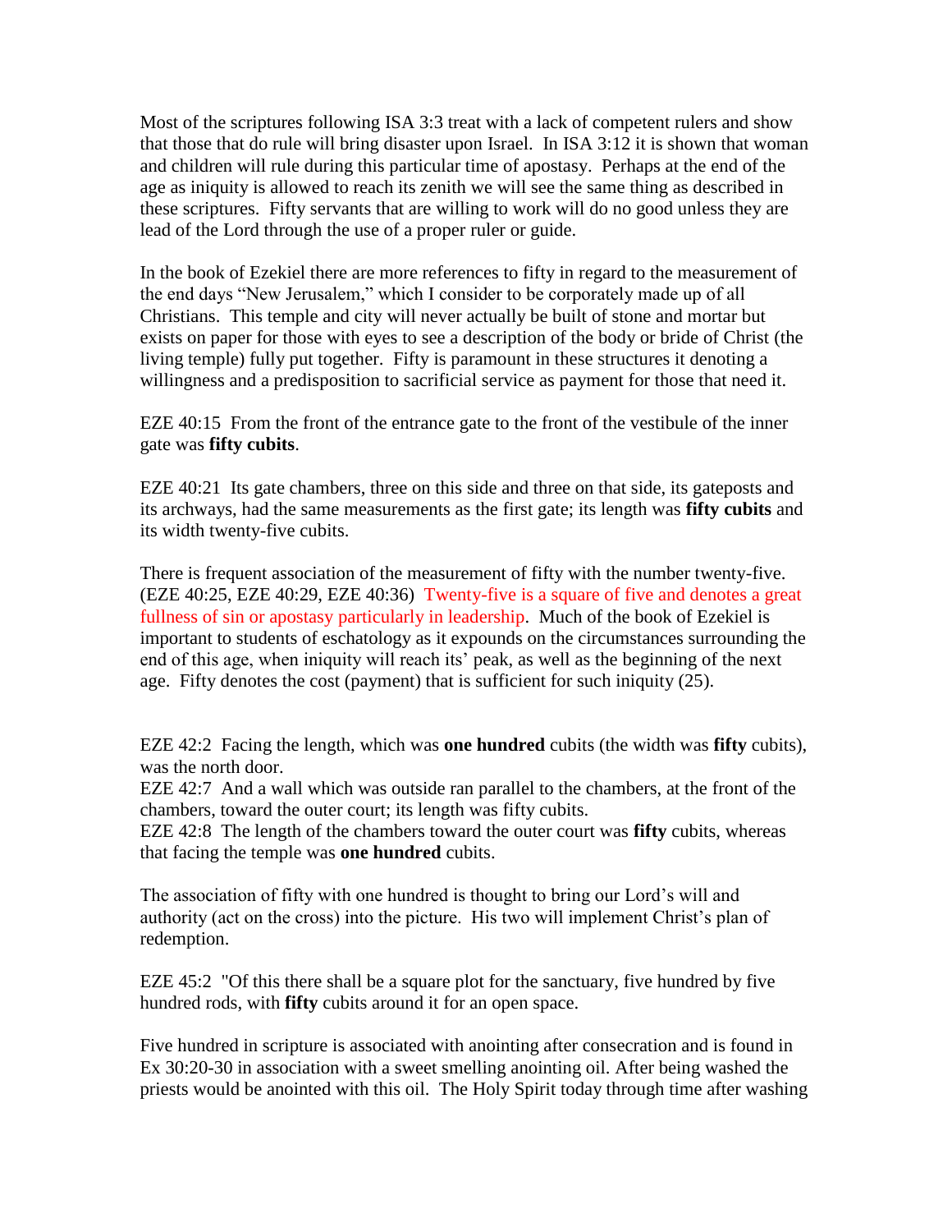Most of the scriptures following ISA 3:3 treat with a lack of competent rulers and show that those that do rule will bring disaster upon Israel. In ISA 3:12 it is shown that woman and children will rule during this particular time of apostasy. Perhaps at the end of the age as iniquity is allowed to reach its zenith we will see the same thing as described in these scriptures. Fifty servants that are willing to work will do no good unless they are lead of the Lord through the use of a proper ruler or guide.

In the book of Ezekiel there are more references to fifty in regard to the measurement of the end days "New Jerusalem," which I consider to be corporately made up of all Christians. This temple and city will never actually be built of stone and mortar but exists on paper for those with eyes to see a description of the body or bride of Christ (the living temple) fully put together. Fifty is paramount in these structures it denoting a willingness and a predisposition to sacrificial service as payment for those that need it.

EZE 40:15 From the front of the entrance gate to the front of the vestibule of the inner gate was **fifty cubits**.

EZE 40:21 Its gate chambers, three on this side and three on that side, its gateposts and its archways, had the same measurements as the first gate; its length was **fifty cubits** and its width twenty-five cubits.

There is frequent association of the measurement of fifty with the number twenty-five. (EZE 40:25, EZE 40:29, EZE 40:36) Twenty-five is a square of five and denotes a great fullness of sin or apostasy particularly in leadership. Much of the book of Ezekiel is important to students of eschatology as it expounds on the circumstances surrounding the end of this age, when iniquity will reach its' peak, as well as the beginning of the next age. Fifty denotes the cost (payment) that is sufficient for such iniquity (25).

EZE 42:2 Facing the length, which was **one hundred** cubits (the width was **fifty** cubits), was the north door.
EZE 42:7 And a wall which was outside ran parallel to the chambers, at the front of the chambers, toward the outer court; its length was fifty cubits.
EZE 42:8 The length of the chambers toward the outer court was **fifty** cubits, whereas that facing the temple was **one hundred** cubits.

The association of fifty with one hundred is thought to bring our Lord's will and authority (act on the cross) into the picture. His two will implement Christ's plan of redemption.

EZE 45:2 "Of this there shall be a square plot for the sanctuary, five hundred by five hundred rods, with **fifty** cubits around it for an open space.

Five hundred in scripture is associated with anointing after consecration and is found in Ex 30:20-30 in association with a sweet smelling anointing oil. After being washed the priests would be anointed with this oil. The Holy Spirit today through time after washing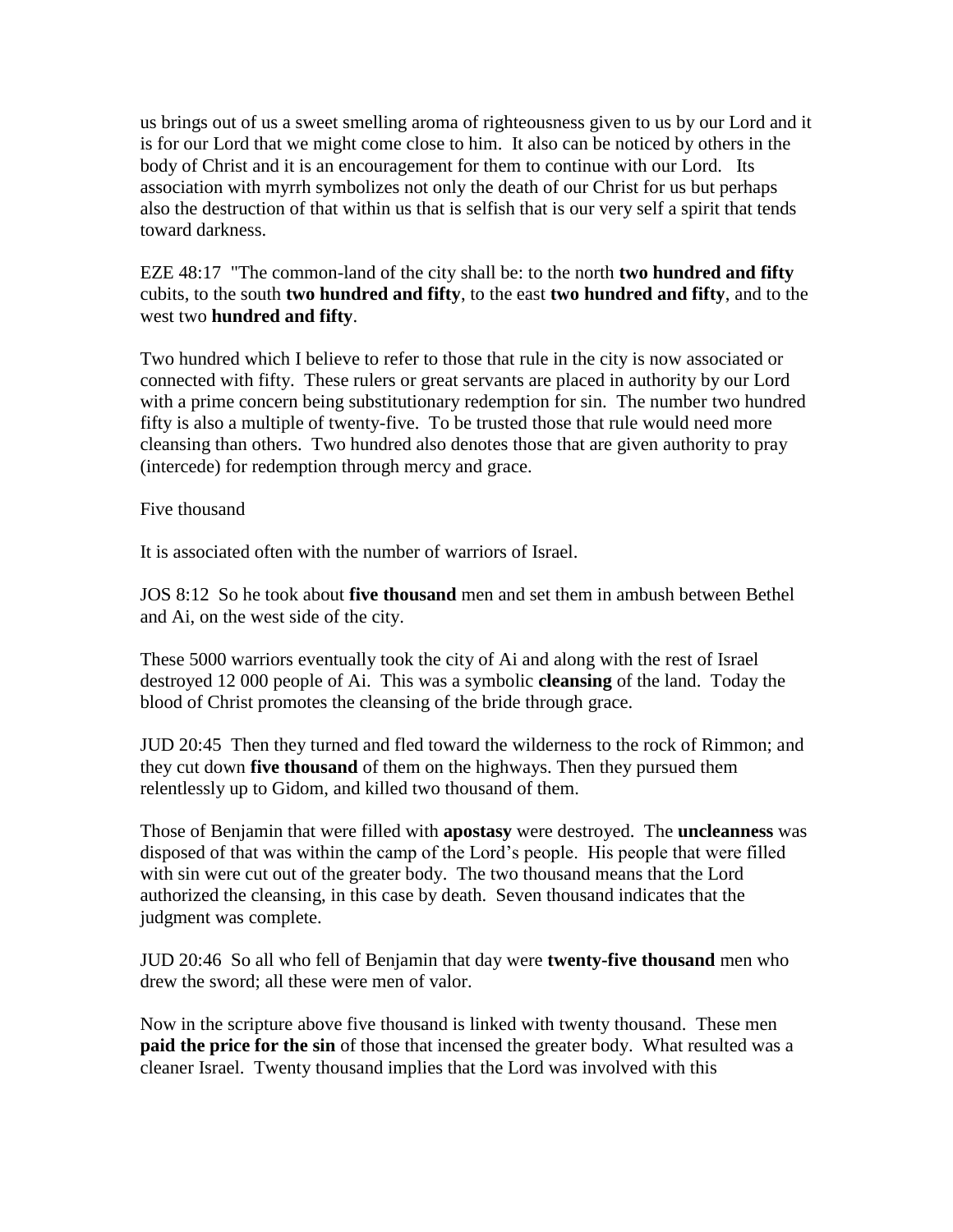us brings out of us a sweet smelling aroma of righteousness given to us by our Lord and it is for our Lord that we might come close to him. It also can be noticed by others in the body of Christ and it is an encouragement for them to continue with our Lord. Its association with myrrh symbolizes not only the death of our Christ for us but perhaps also the destruction of that within us that is selfish that is our very self a spirit that tends toward darkness.

EZE 48:17 "The common-land of the city shall be: to the north **two hundred and fifty** cubits, to the south **two hundred and fifty**, to the east **two hundred and fifty**, and to the west two **hundred and fifty**.

Two hundred which I believe to refer to those that rule in the city is now associated or connected with fifty. These rulers or great servants are placed in authority by our Lord with a prime concern being substitutionary redemption for sin. The number two hundred fifty is also a multiple of twenty-five. To be trusted those that rule would need more cleansing than others. Two hundred also denotes those that are given authority to pray (intercede) for redemption through mercy and grace.

Five thousand

It is associated often with the number of warriors of Israel.

JOS 8:12 So he took about **five thousand** men and set them in ambush between Bethel and Ai, on the west side of the city.

These 5000 warriors eventually took the city of Ai and along with the rest of Israel destroyed 12 000 people of Ai. This was a symbolic **cleansing** of the land. Today the blood of Christ promotes the cleansing of the bride through grace.

JUD 20:45 Then they turned and fled toward the wilderness to the rock of Rimmon; and they cut down **five thousand** of them on the highways. Then they pursued them relentlessly up to Gidom, and killed two thousand of them.

Those of Benjamin that were filled with **apostasy** were destroyed. The **uncleanness** was disposed of that was within the camp of the Lord's people. His people that were filled with sin were cut out of the greater body. The two thousand means that the Lord authorized the cleansing, in this case by death. Seven thousand indicates that the judgment was complete.

JUD 20:46 So all who fell of Benjamin that day were **twenty-five thousand** men who drew the sword; all these were men of valor.

Now in the scripture above five thousand is linked with twenty thousand. These men **paid the price for the sin** of those that incensed the greater body. What resulted was a cleaner Israel. Twenty thousand implies that the Lord was involved with this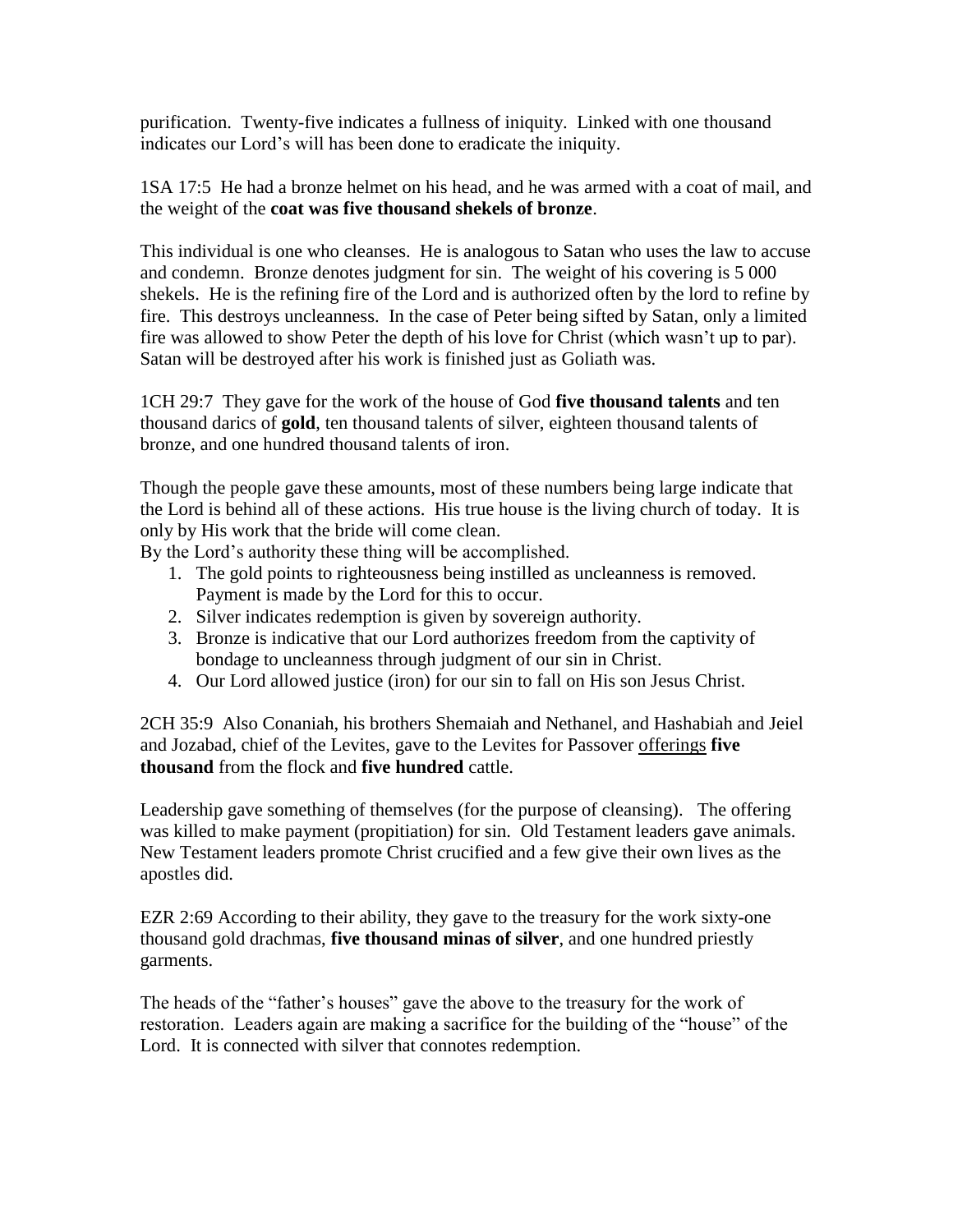purification. Twenty-five indicates a fullness of iniquity. Linked with one thousand indicates our Lord's will has been done to eradicate the iniquity.

1SA 17:5 He had a bronze helmet on his head, and he was armed with a coat of mail, and the weight of the **coat was five thousand shekels of bronze**.

This individual is one who cleanses. He is analogous to Satan who uses the law to accuse and condemn. Bronze denotes judgment for sin. The weight of his covering is 5 000 shekels. He is the refining fire of the Lord and is authorized often by the lord to refine by fire. This destroys uncleanness. In the case of Peter being sifted by Satan, only a limited fire was allowed to show Peter the depth of his love for Christ (which wasn't up to par). Satan will be destroyed after his work is finished just as Goliath was.

1CH 29:7 They gave for the work of the house of God **five thousand talents** and ten thousand darics of **gold**, ten thousand talents of silver, eighteen thousand talents of bronze, and one hundred thousand talents of iron.

Though the people gave these amounts, most of these numbers being large indicate that the Lord is behind all of these actions. His true house is the living church of today. It is only by His work that the bride will come clean.
By the Lord's authority these thing will be accomplished.

1. The gold points to righteousness being instilled as uncleanness is removed. Payment is made by the Lord for this to occur.
2. Silver indicates redemption is given by sovereign authority.
3. Bronze is indicative that our Lord authorizes freedom from the captivity of bondage to uncleanness through judgment of our sin in Christ.
4. Our Lord allowed justice (iron) for our sin to fall on His son Jesus Christ.

2CH 35:9 Also Conaniah, his brothers Shemaiah and Nethanel, and Hashabiah and Jeiel and Jozabad, chief of the Levites, gave to the Levites for Passover <u>offerings</u> **five thousand** from the flock and **five hundred** cattle.

Leadership gave something of themselves (for the purpose of cleansing). The offering was killed to make payment (propitiation) for sin. Old Testament leaders gave animals. New Testament leaders promote Christ crucified and a few give their own lives as the apostles did.

EZR 2:69 According to their ability, they gave to the treasury for the work sixty-one thousand gold drachmas, **five thousand minas of silver**, and one hundred priestly garments.

The heads of the "father's houses" gave the above to the treasury for the work of restoration. Leaders again are making a sacrifice for the building of the "house" of the Lord. It is connected with silver that connotes redemption.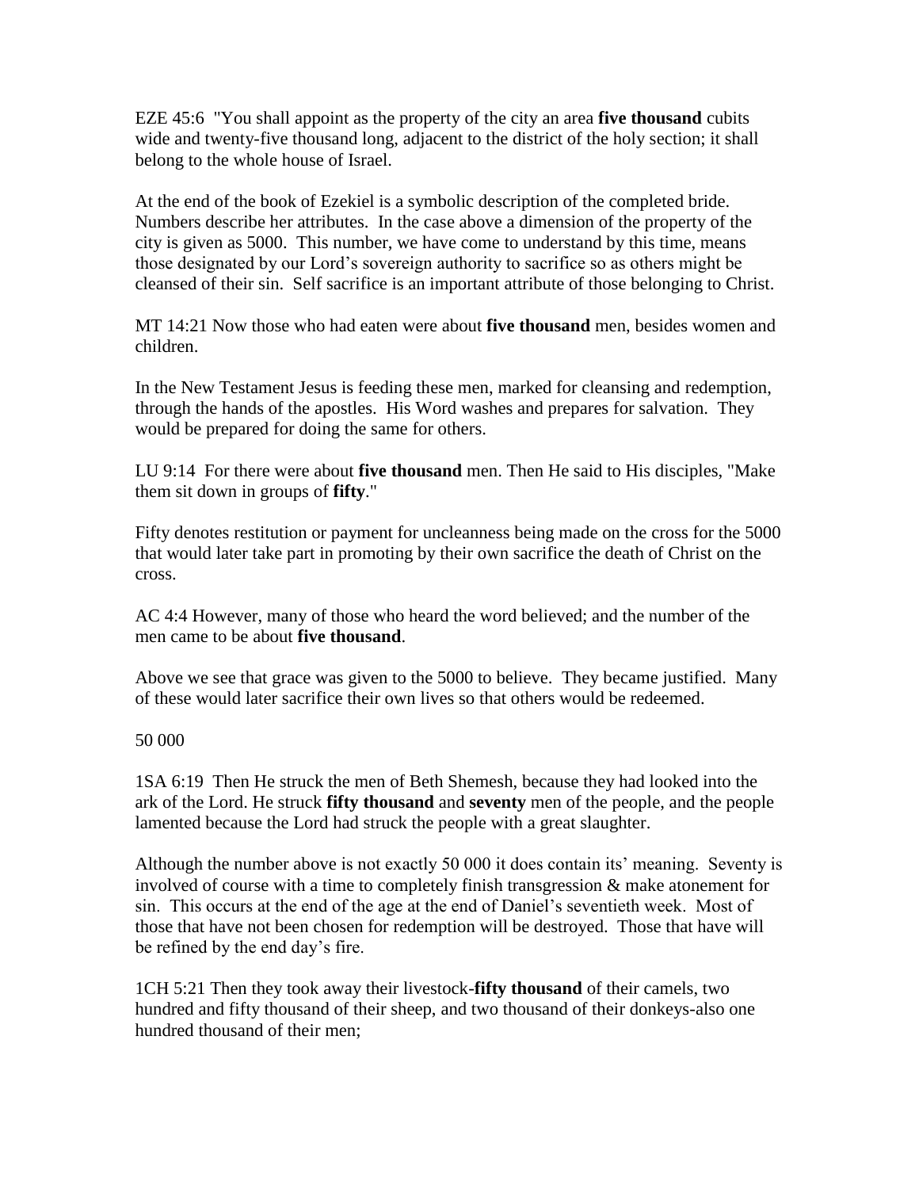EZE 45:6 "You shall appoint as the property of the city an area **five thousand** cubits wide and twenty-five thousand long, adjacent to the district of the holy section; it shall belong to the whole house of Israel.

At the end of the book of Ezekiel is a symbolic description of the completed bride. Numbers describe her attributes. In the case above a dimension of the property of the city is given as 5000. This number, we have come to understand by this time, means those designated by our Lord's sovereign authority to sacrifice so as others might be cleansed of their sin. Self sacrifice is an important attribute of those belonging to Christ.

MT 14:21 Now those who had eaten were about **five thousand** men, besides women and children.

In the New Testament Jesus is feeding these men, marked for cleansing and redemption, through the hands of the apostles. His Word washes and prepares for salvation. They would be prepared for doing the same for others.

LU 9:14 For there were about **five thousand** men. Then He said to His disciples, "Make them sit down in groups of **fifty**."

Fifty denotes restitution or payment for uncleanness being made on the cross for the 5000 that would later take part in promoting by their own sacrifice the death of Christ on the cross.

AC 4:4 However, many of those who heard the word believed; and the number of the men came to be about **five thousand**.

Above we see that grace was given to the 5000 to believe. They became justified. Many of these would later sacrifice their own lives so that others would be redeemed.

50 000

1SA 6:19 Then He struck the men of Beth Shemesh, because they had looked into the ark of the Lord. He struck **fifty thousand** and **seventy** men of the people, and the people lamented because the Lord had struck the people with a great slaughter.

Although the number above is not exactly 50 000 it does contain its' meaning. Seventy is involved of course with a time to completely finish transgression & make atonement for sin. This occurs at the end of the age at the end of Daniel's seventieth week. Most of those that have not been chosen for redemption will be destroyed. Those that have will be refined by the end day's fire.

1CH 5:21 Then they took away their livestock-**fifty thousand** of their camels, two hundred and fifty thousand of their sheep, and two thousand of their donkeys-also one hundred thousand of their men;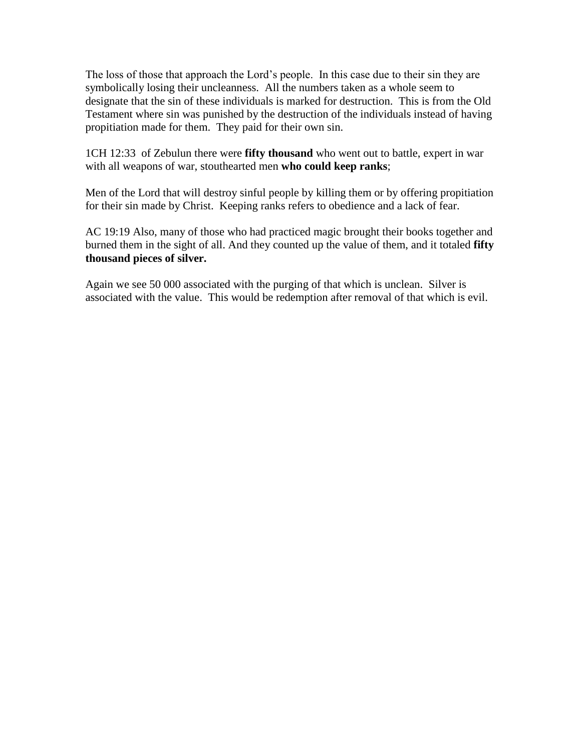The loss of those that approach the Lord's people. In this case due to their sin they are symbolically losing their uncleanness. All the numbers taken as a whole seem to designate that the sin of these individuals is marked for destruction. This is from the Old Testament where sin was punished by the destruction of the individuals instead of having propitiation made for them. They paid for their own sin.

1CH 12:33 of Zebulun there were **fifty thousand** who went out to battle, expert in war with all weapons of war, stouthearted men **who could keep ranks**;

Men of the Lord that will destroy sinful people by killing them or by offering propitiation for their sin made by Christ. Keeping ranks refers to obedience and a lack of fear.

AC 19:19 Also, many of those who had practiced magic brought their books together and burned them in the sight of all. And they counted up the value of them, and it totaled **fifty thousand pieces of silver.**

Again we see 50 000 associated with the purging of that which is unclean. Silver is associated with the value. This would be redemption after removal of that which is evil.